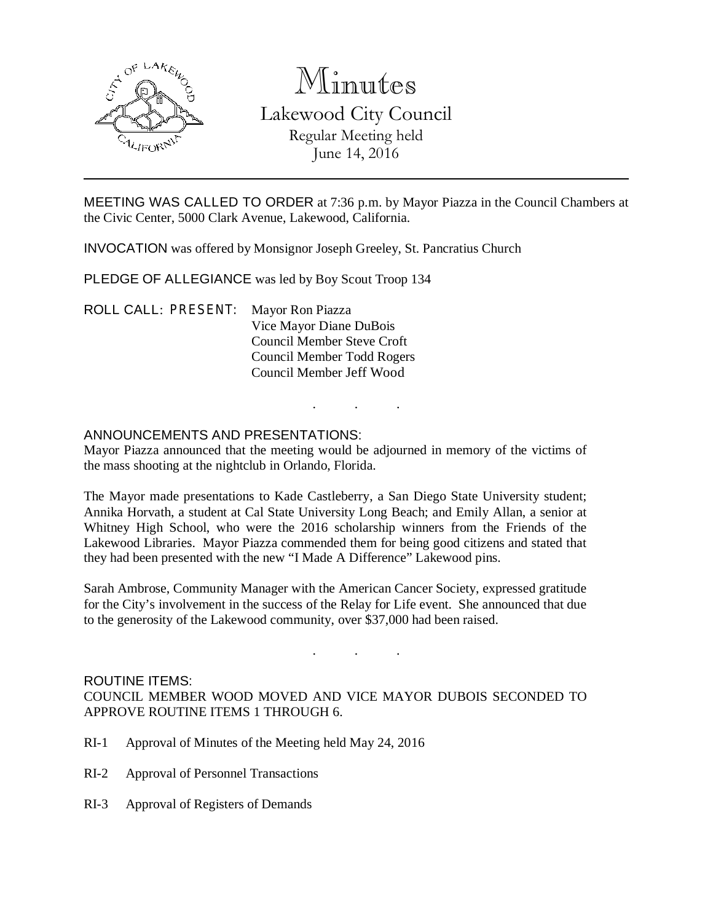# Minutes

## Lakewood City Council

Regular Meeting held
June 14, 2016

---

MEETING WAS CALLED TO ORDER at 7:36 p.m. by Mayor Piazza in the Council Chambers at the Civic Center, 5000 Clark Avenue, Lakewood, California.

INVOCATION was offered by Monsignor Joseph Greeley, St. Pancratius Church

PLEDGE OF ALLEGIANCE was led by Boy Scout Troop 134

ROLL CALL: PRESENT:
Mayor Ron Piazza
Vice Mayor Diane DuBois
Council Member Steve Croft
Council Member Todd Rogers
Council Member Jeff Wood

. . .

ANNOUNCEMENTS AND PRESENTATIONS:
Mayor Piazza announced that the meeting would be adjourned in memory of the victims of the mass shooting at the nightclub in Orlando, Florida.

The Mayor made presentations to Kade Castleberry, a San Diego State University student; Annika Horvath, a student at Cal State University Long Beach; and Emily Allan, a senior at Whitney High School, who were the 2016 scholarship winners from the Friends of the Lakewood Libraries. Mayor Piazza commended them for being good citizens and stated that they had been presented with the new "I Made A Difference" Lakewood pins.

Sarah Ambrose, Community Manager with the American Cancer Society, expressed gratitude for the City's involvement in the success of the Relay for Life event. She announced that due to the generosity of the Lakewood community, over $37,000 had been raised.

. . .

ROUTINE ITEMS:
COUNCIL MEMBER WOOD MOVED AND VICE MAYOR DUBOIS SECONDED TO APPROVE ROUTINE ITEMS 1 THROUGH 6.

RI-1 Approval of Minutes of the Meeting held May 24, 2016

RI-2 Approval of Personnel Transactions

RI-3 Approval of Registers of Demands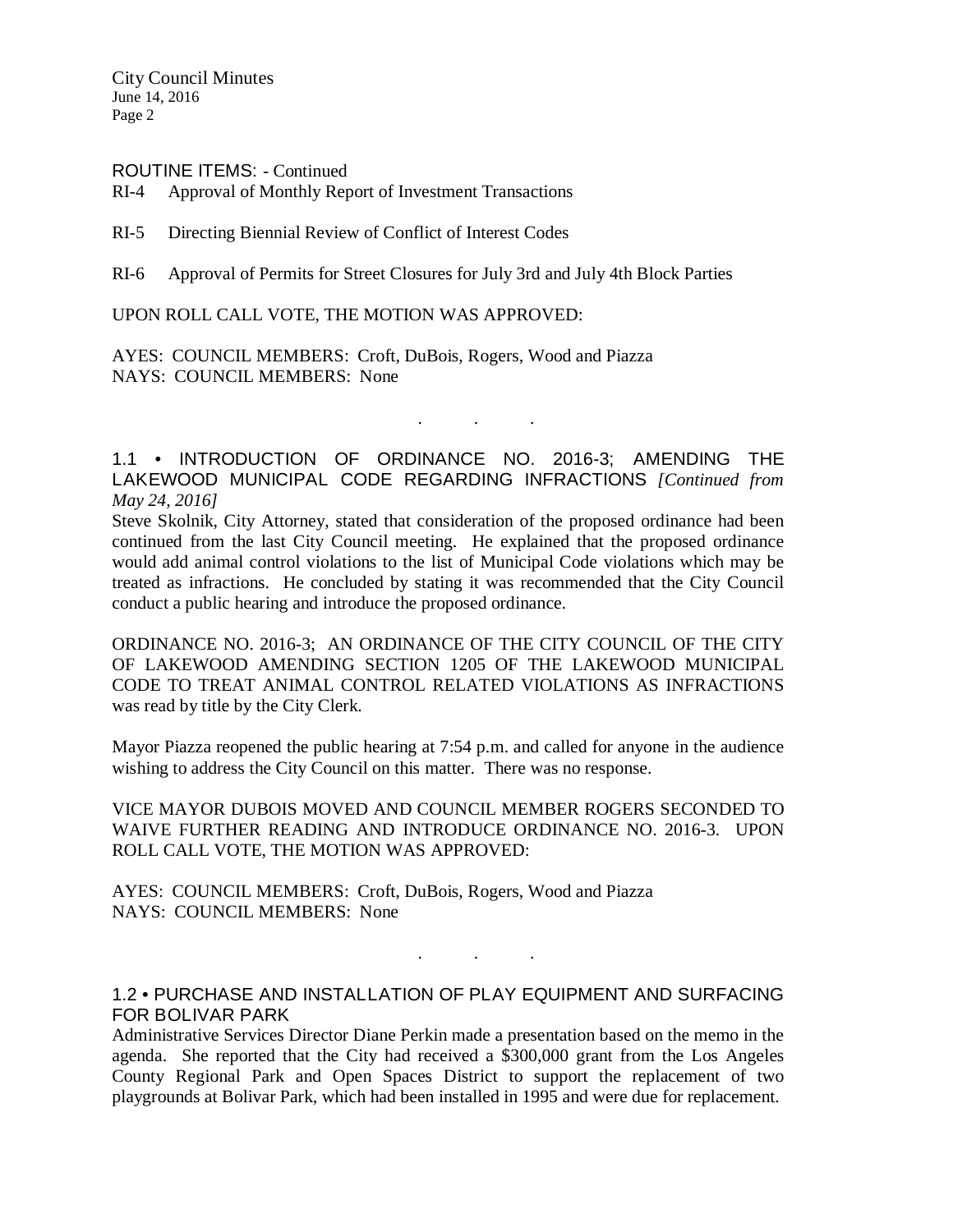ROUTINE ITEMS: - Continued

RI-4 Approval of Monthly Report of Investment Transactions

RI-5 Directing Biennial Review of Conflict of Interest Codes

RI-6 Approval of Permits for Street Closures for July 3rd and July 4th Block Parties

UPON ROLL CALL VOTE, THE MOTION WAS APPROVED:

AYES: COUNCIL MEMBERS: Croft, DuBois, Rogers, Wood and Piazza
NAYS: COUNCIL MEMBERS: None

. . .

### 1.1 • INTRODUCTION OF ORDINANCE NO. 2016-3; AMENDING THE LAKEWOOD MUNICIPAL CODE REGARDING INFRACTIONS *[Continued from May 24, 2016]*

Steve Skolnik, City Attorney, stated that consideration of the proposed ordinance had been continued from the last City Council meeting. He explained that the proposed ordinance would add animal control violations to the list of Municipal Code violations which may be treated as infractions. He concluded by stating it was recommended that the City Council conduct a public hearing and introduce the proposed ordinance.

ORDINANCE NO. 2016-3; AN ORDINANCE OF THE CITY COUNCIL OF THE CITY OF LAKEWOOD AMENDING SECTION 1205 OF THE LAKEWOOD MUNICIPAL CODE TO TREAT ANIMAL CONTROL RELATED VIOLATIONS AS INFRACTIONS was read by title by the City Clerk.

Mayor Piazza reopened the public hearing at 7:54 p.m. and called for anyone in the audience wishing to address the City Council on this matter. There was no response.

VICE MAYOR DUBOIS MOVED AND COUNCIL MEMBER ROGERS SECONDED TO WAIVE FURTHER READING AND INTRODUCE ORDINANCE NO. 2016-3. UPON ROLL CALL VOTE, THE MOTION WAS APPROVED:

AYES: COUNCIL MEMBERS: Croft, DuBois, Rogers, Wood and Piazza
NAYS: COUNCIL MEMBERS: None

. . .

### 1.2 • PURCHASE AND INSTALLATION OF PLAY EQUIPMENT AND SURFACING FOR BOLIVAR PARK

Administrative Services Director Diane Perkin made a presentation based on the memo in the agenda. She reported that the City had received a $300,000 grant from the Los Angeles County Regional Park and Open Spaces District to support the replacement of two playgrounds at Bolivar Park, which had been installed in 1995 and were due for replacement.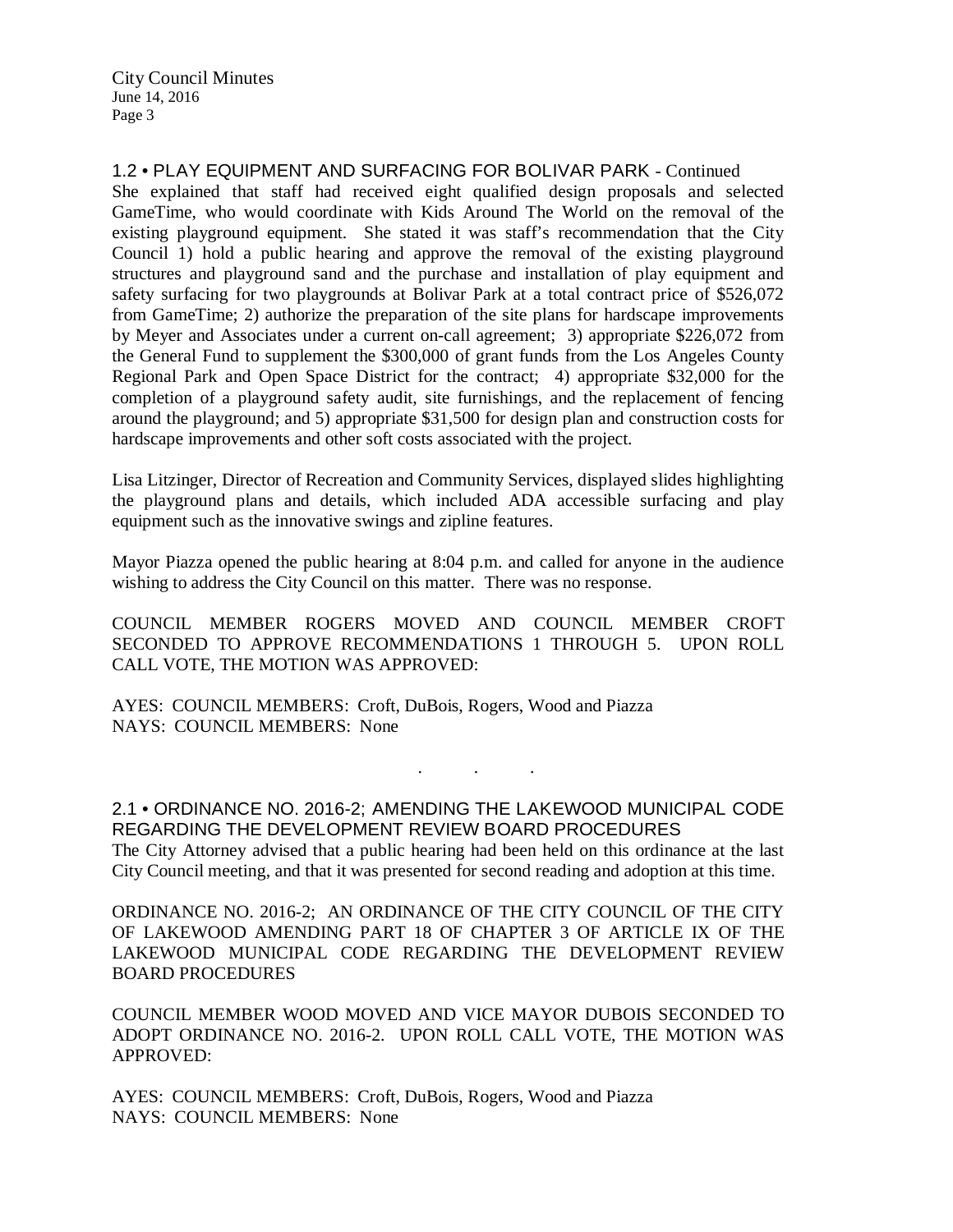## 1.2 • PLAY EQUIPMENT AND SURFACING FOR BOLIVAR PARK - Continued

She explained that staff had received eight qualified design proposals and selected GameTime, who would coordinate with Kids Around The World on the removal of the existing playground equipment. She stated it was staff's recommendation that the City Council 1) hold a public hearing and approve the removal of the existing playground structures and playground sand and the purchase and installation of play equipment and safety surfacing for two playgrounds at Bolivar Park at a total contract price of $526,072 from GameTime; 2) authorize the preparation of the site plans for hardscape improvements by Meyer and Associates under a current on-call agreement; 3) appropriate $226,072 from the General Fund to supplement the $300,000 of grant funds from the Los Angeles County Regional Park and Open Space District for the contract; 4) appropriate $32,000 for the completion of a playground safety audit, site furnishings, and the replacement of fencing around the playground; and 5) appropriate $31,500 for design plan and construction costs for hardscape improvements and other soft costs associated with the project.

Lisa Litzinger, Director of Recreation and Community Services, displayed slides highlighting the playground plans and details, which included ADA accessible surfacing and play equipment such as the innovative swings and zipline features.

Mayor Piazza opened the public hearing at 8:04 p.m. and called for anyone in the audience wishing to address the City Council on this matter. There was no response.

COUNCIL MEMBER ROGERS MOVED AND COUNCIL MEMBER CROFT SECONDED TO APPROVE RECOMMENDATIONS 1 THROUGH 5. UPON ROLL CALL VOTE, THE MOTION WAS APPROVED:

AYES: COUNCIL MEMBERS: Croft, DuBois, Rogers, Wood and Piazza
NAYS: COUNCIL MEMBERS: None

. . .

## 2.1 • ORDINANCE NO. 2016-2; AMENDING THE LAKEWOOD MUNICIPAL CODE REGARDING THE DEVELOPMENT REVIEW BOARD PROCEDURES

The City Attorney advised that a public hearing had been held on this ordinance at the last City Council meeting, and that it was presented for second reading and adoption at this time.

ORDINANCE NO. 2016-2; AN ORDINANCE OF THE CITY COUNCIL OF THE CITY OF LAKEWOOD AMENDING PART 18 OF CHAPTER 3 OF ARTICLE IX OF THE LAKEWOOD MUNICIPAL CODE REGARDING THE DEVELOPMENT REVIEW BOARD PROCEDURES

COUNCIL MEMBER WOOD MOVED AND VICE MAYOR DUBOIS SECONDED TO ADOPT ORDINANCE NO. 2016-2. UPON ROLL CALL VOTE, THE MOTION WAS APPROVED:

AYES: COUNCIL MEMBERS: Croft, DuBois, Rogers, Wood and Piazza
NAYS: COUNCIL MEMBERS: None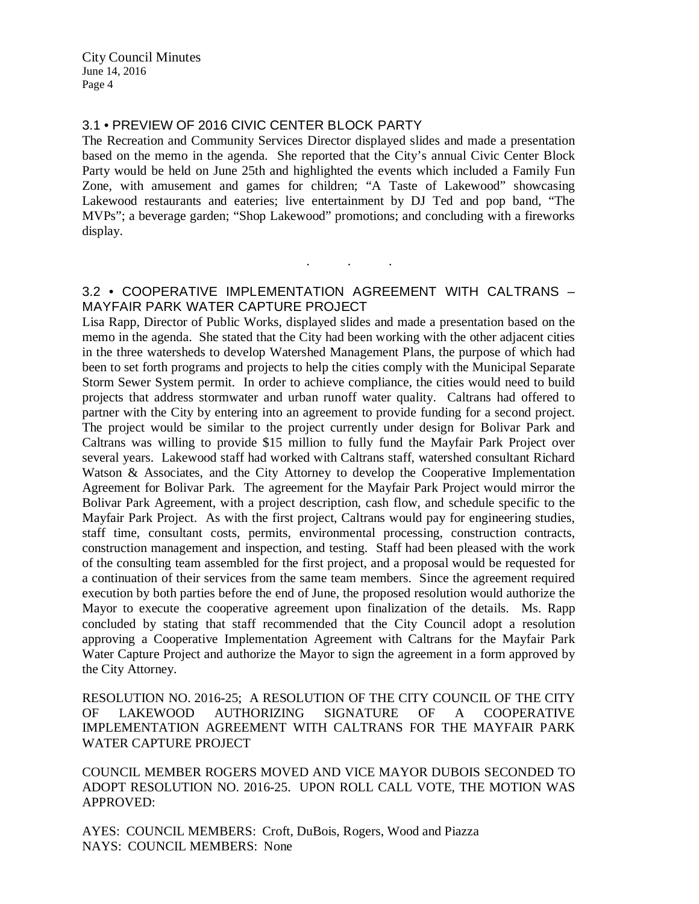## 3.1 • PREVIEW OF 2016 CIVIC CENTER BLOCK PARTY

The Recreation and Community Services Director displayed slides and made a presentation based on the memo in the agenda. She reported that the City's annual Civic Center Block Party would be held on June 25th and highlighted the events which included a Family Fun Zone, with amusement and games for children; "A Taste of Lakewood" showcasing Lakewood restaurants and eateries; live entertainment by DJ Ted and pop band, "The MVPs"; a beverage garden; "Shop Lakewood" promotions; and concluding with a fireworks display.

. . .

## 3.2 • COOPERATIVE IMPLEMENTATION AGREEMENT WITH CALTRANS – MAYFAIR PARK WATER CAPTURE PROJECT

Lisa Rapp, Director of Public Works, displayed slides and made a presentation based on the memo in the agenda. She stated that the City had been working with the other adjacent cities in the three watersheds to develop Watershed Management Plans, the purpose of which had been to set forth programs and projects to help the cities comply with the Municipal Separate Storm Sewer System permit. In order to achieve compliance, the cities would need to build projects that address stormwater and urban runoff water quality. Caltrans had offered to partner with the City by entering into an agreement to provide funding for a second project. The project would be similar to the project currently under design for Bolivar Park and Caltrans was willing to provide $15 million to fully fund the Mayfair Park Project over several years. Lakewood staff had worked with Caltrans staff, watershed consultant Richard Watson & Associates, and the City Attorney to develop the Cooperative Implementation Agreement for Bolivar Park. The agreement for the Mayfair Park Project would mirror the Bolivar Park Agreement, with a project description, cash flow, and schedule specific to the Mayfair Park Project. As with the first project, Caltrans would pay for engineering studies, staff time, consultant costs, permits, environmental processing, construction contracts, construction management and inspection, and testing. Staff had been pleased with the work of the consulting team assembled for the first project, and a proposal would be requested for a continuation of their services from the same team members. Since the agreement required execution by both parties before the end of June, the proposed resolution would authorize the Mayor to execute the cooperative agreement upon finalization of the details. Ms. Rapp concluded by stating that staff recommended that the City Council adopt a resolution approving a Cooperative Implementation Agreement with Caltrans for the Mayfair Park Water Capture Project and authorize the Mayor to sign the agreement in a form approved by the City Attorney.

RESOLUTION NO. 2016-25; A RESOLUTION OF THE CITY COUNCIL OF THE CITY OF LAKEWOOD AUTHORIZING SIGNATURE OF A COOPERATIVE IMPLEMENTATION AGREEMENT WITH CALTRANS FOR THE MAYFAIR PARK WATER CAPTURE PROJECT

COUNCIL MEMBER ROGERS MOVED AND VICE MAYOR DUBOIS SECONDED TO ADOPT RESOLUTION NO. 2016-25. UPON ROLL CALL VOTE, THE MOTION WAS APPROVED:

AYES: COUNCIL MEMBERS: Croft, DuBois, Rogers, Wood and Piazza
NAYS: COUNCIL MEMBERS: None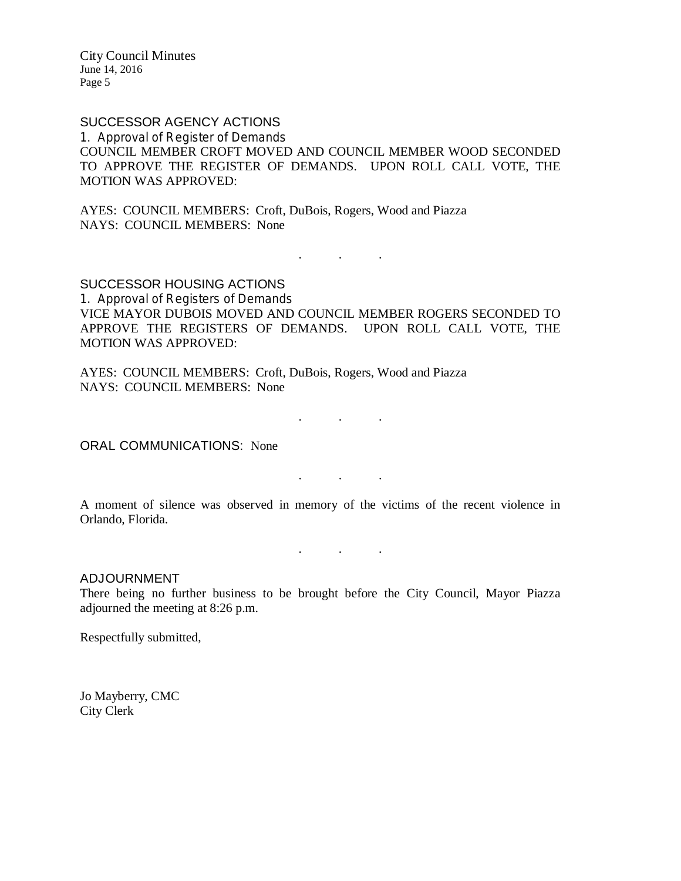## SUCCESSOR AGENCY ACTIONS

### 1. Approval of Register of Demands

COUNCIL MEMBER CROFT MOVED AND COUNCIL MEMBER WOOD SECONDED TO APPROVE THE REGISTER OF DEMANDS. UPON ROLL CALL VOTE, THE MOTION WAS APPROVED:

AYES: COUNCIL MEMBERS: Croft, DuBois, Rogers, Wood and Piazza
NAYS: COUNCIL MEMBERS: None

. . .

## SUCCESSOR HOUSING ACTIONS

### 1. Approval of Registers of Demands

VICE MAYOR DUBOIS MOVED AND COUNCIL MEMBER ROGERS SECONDED TO APPROVE THE REGISTERS OF DEMANDS. UPON ROLL CALL VOTE, THE MOTION WAS APPROVED:

AYES: COUNCIL MEMBERS: Croft, DuBois, Rogers, Wood and Piazza
NAYS: COUNCIL MEMBERS: None

. . .

## ORAL COMMUNICATIONS: None

. . .

A moment of silence was observed in memory of the victims of the recent violence in Orlando, Florida.

. . .

## ADJOURNMENT

There being no further business to be brought before the City Council, Mayor Piazza adjourned the meeting at 8:26 p.m.

Respectfully submitted,

Jo Mayberry, CMC
City Clerk